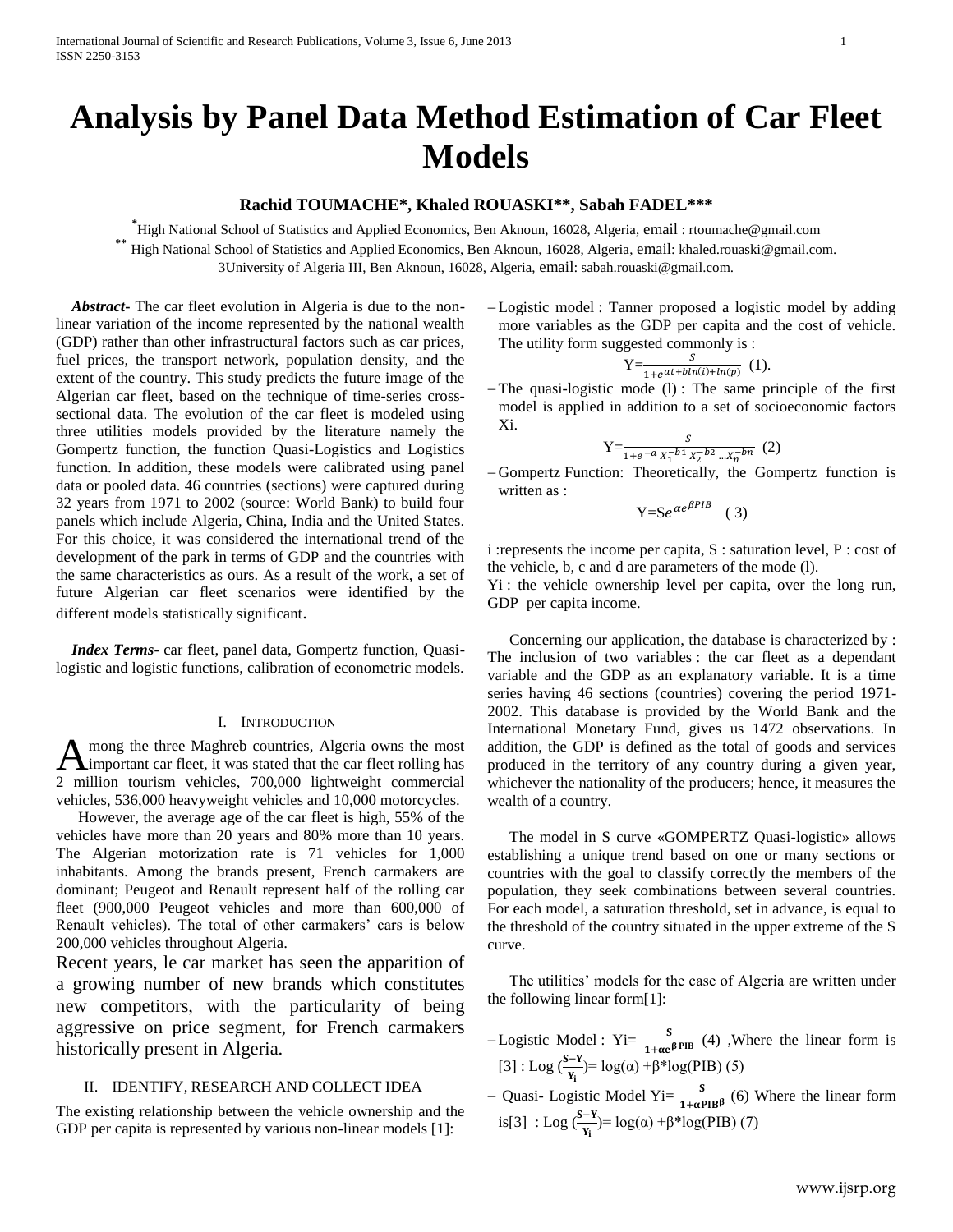# Analysis by Panel Data Method Estimation of Car Fleet Models

**Rachid TOUMACHE*, Khaled ROUASKI**, Sabah FADEL*****

*High National School of Statistics and Applied Economics, Ben Aknoun, 16028, Algeria, email : rtoumache@gmail.com
** High National School of Statistics and Applied Economics, Ben Aknoun, 16028, Algeria, email: khaled.rouaski@gmail.com.
3University of Algeria III, Ben Aknoun, 16028, Algeria, email: sabah.rouaski@gmail.com.

***Abstract-*** The car fleet evolution in Algeria is due to the non-linear variation of the income represented by the national wealth (GDP) rather than other infrastructural factors such as car prices, fuel prices, the transport network, population density, and the extent of the country. This study predicts the future image of the Algerian car fleet, based on the technique of time-series cross-sectional data. The evolution of the car fleet is modeled using three utilities models provided by the literature namely the Gompertz function, the function Quasi-Logistics and Logistics function. In addition, these models were calibrated using panel data or pooled data. 46 countries (sections) were captured during 32 years from 1971 to 2002 (source: World Bank) to build four panels which include Algeria, China, India and the United States. For this choice, it was considered the international trend of the development of the park in terms of GDP and the countries with the same characteristics as ours. As a result of the work, a set of future Algerian car fleet scenarios were identified by the different models statistically significant.

***Index Terms-*** car fleet, panel data, Gompertz function, Quasi-logistic and logistic functions, calibration of econometric models.

## I. Introduction

Among the three Maghreb countries, Algeria owns the most important car fleet, it was stated that the car fleet rolling has 2 million tourism vehicles, 700,000 lightweight commercial vehicles, 536,000 heavyweight vehicles and 10,000 motorcycles.

However, the average age of the car fleet is high, 55% of the vehicles have more than 20 years and 80% more than 10 years. The Algerian motorization rate is 71 vehicles for 1,000 inhabitants. Among the brands present, French carmakers are dominant; Peugeot and Renault represent half of the rolling car fleet (900,000 Peugeot vehicles and more than 600,000 of Renault vehicles). The total of other carmakers' cars is below 200,000 vehicles throughout Algeria.

Recent years, le car market has seen the apparition of a growing number of new brands which constitutes new competitors, with the particularity of being aggressive on price segment, for French carmakers historically present in Algeria.

## II. Identify, Research and Collect Idea

The existing relationship between the vehicle ownership and the GDP per capita is represented by various non-linear models [1]:

- Logistic model : Tanner proposed a logistic model by adding more variables as the GDP per capita and the cost of vehicle. The utility form suggested commonly is :

$$Y=\frac{S}{1+e^{at+b\ln(i)+\ln(p)}} \quad (1).$$

- The quasi-logistic mode (l) : The same principle of the first model is applied in addition to a set of socioeconomic factors Xi.

$$Y=\frac{S}{1+e^{-a}X_1^{-b1}X_2^{-b2}\ldots X_n^{-bn}} \quad (2)$$

- Gompertz Function: Theoretically, the Gompertz function is written as :

$$Y=Se^{\alpha e^{\beta PIB}} \quad (3)$$

i :represents the income per capita, S : saturation level, P : cost of the vehicle, b, c and d are parameters of the mode (l).
Yi : the vehicle ownership level per capita, over the long run, GDP per capita income.

Concerning our application, the database is characterized by : The inclusion of two variables : the car fleet as a dependant variable and the GDP as an explanatory variable. It is a time series having 46 sections (countries) covering the period 1971-2002. This database is provided by the World Bank and the International Monetary Fund, gives us 1472 observations. In addition, the GDP is defined as the total of goods and services produced in the territory of any country during a given year, whichever the nationality of the producers; hence, it measures the wealth of a country.

The model in S curve «GOMPERTZ Quasi-logistic» allows establishing a unique trend based on one or many sections or countries with the goal to classify correctly the members of the population, they seek combinations between several countries. For each model, a saturation threshold, set in advance, is equal to the threshold of the country situated in the upper extreme of the S curve.

The utilities' models for the case of Algeria are written under the following linear form[1]:

- Logistic Model : $Y_i=\frac{S}{1+\alpha e^{\beta PIB}}$ (4) ,Where the linear form is [3] : $\text{Log}(\frac{S-Y}{Y_i})=\log(\alpha)+\beta*\log(PIB)$ (5)
- Quasi- Logistic Model $Y_i=\frac{S}{1+\alpha PIB^{\beta}}$ (6) Where the linear form is[3] : $\text{Log}(\frac{S-Y}{Y_i})=\log(\alpha)+\beta*\log(PIB)$ (7)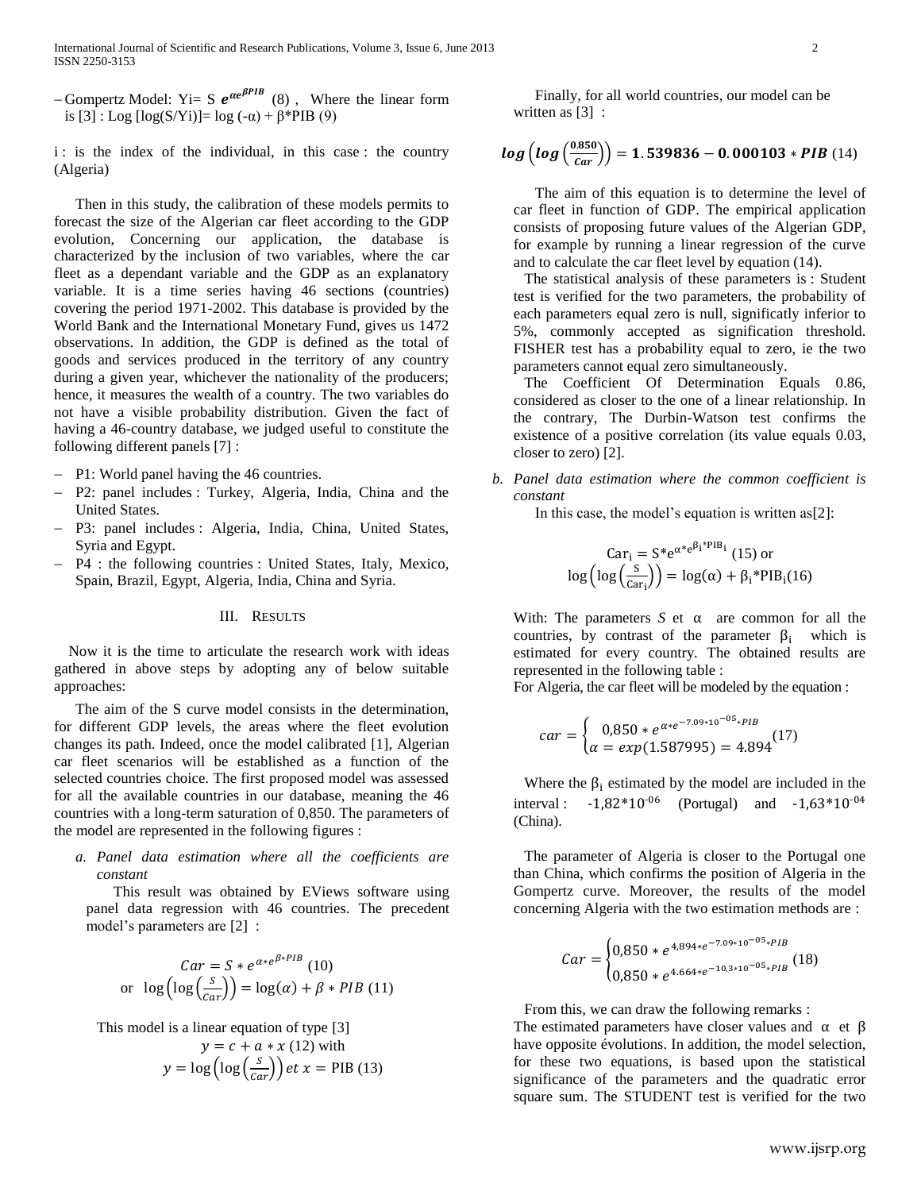– Gompertz Model: Yi= S $e^{\alpha e^{\beta PIB}}$ (8) , Where the linear form is [3] : Log [log(S/Yi)]= log (-α) + β*PIB (9)

i : is the index of the individual, in this case : the country (Algeria)

Then in this study, the calibration of these models permits to forecast the size of the Algerian car fleet according to the GDP evolution, Concerning our application, the database is characterized by the inclusion of two variables, where the car fleet as a dependant variable and the GDP as an explanatory variable. It is a time series having 46 sections (countries) covering the period 1971-2002. This database is provided by the World Bank and the International Monetary Fund, gives us 1472 observations. In addition, the GDP is defined as the total of goods and services produced in the territory of any country during a given year, whichever the nationality of the producers; hence, it measures the wealth of a country. The two variables do not have a visible probability distribution. Given the fact of having a 46-country database, we judged useful to constitute the following different panels [7] :

- P1: World panel having the 46 countries.
- P2: panel includes : Turkey, Algeria, India, China and the United States.
- P3: panel includes : Algeria, India, China, United States, Syria and Egypt.
- P4 : the following countries : United States, Italy, Mexico, Spain, Brazil, Egypt, Algeria, India, China and Syria.

## III. Results

Now it is the time to articulate the research work with ideas gathered in above steps by adopting any of below suitable approaches:

The aim of the S curve model consists in the determination, for different GDP levels, the areas where the fleet evolution changes its path. Indeed, once the model calibrated [1], Algerian car fleet scenarios will be established as a function of the selected countries choice. The first proposed model was assessed for all the available countries in our database, meaning the 46 countries with a long-term saturation of 0,850. The parameters of the model are represented in the following figures :

*a. Panel data estimation where all the coefficients are constant*

This result was obtained by EViews software using panel data regression with 46 countries. The precedent model's parameters are [2] :

$$Car = S * e^{\alpha * e^{\beta * PIB}} \quad (10)$$

$$\text{or} \quad \log\left(\log\left(\frac{S}{Car}\right)\right) = \log(\alpha) + \beta * PIB \quad (11)$$

This model is a linear equation of type [3]

$$y = c + a * x \quad (12) \text{ with}$$

$$y = \log\left(\log\left(\frac{S}{Car}\right)\right) \; et \; x = \text{PIB} \quad (13)$$

Finally, for all world countries, our model can be written as [3] :

$$\boldsymbol{log\left(log\left(\frac{0.850}{Car}\right)\right) = 1.539836 - 0.000103 * PIB} \quad (14)$$

The aim of this equation is to determine the level of car fleet in function of GDP. The empirical application consists of proposing future values of the Algerian GDP, for example by running a linear regression of the curve and to calculate the car fleet level by equation (14).

The statistical analysis of these parameters is : Student test is verified for the two parameters, the probability of each parameters equal zero is null, significatly inferior to 5%, commonly accepted as signification threshold. FISHER test has a probability equal to zero, ie the two parameters cannot equal zero simultaneously.

The Coefficient Of Determination Equals 0.86, considered as closer to the one of a linear relationship. In the contrary, The Durbin-Watson test confirms the existence of a positive correlation (its value equals 0.03, closer to zero) [2].

*b. Panel data estimation where the common coefficient is constant*

In this case, the model's equation is written as[2]:

$$\text{Car}_i = \text{S}*\text{e}^{\alpha*\text{e}^{\beta_i*\text{PIB}_i}} \quad (15) \text{ or}$$

$$\log\left(\log\left(\frac{\text{S}}{\text{Car}_i}\right)\right) = \log(\alpha) + \beta_i*\text{PIB}_i (16)$$

With: The parameters *S* et $\alpha$ are common for all the countries, by contrast of the parameter $\beta_i$ which is estimated for every country. The obtained results are represented in the following table :

For Algeria, the car fleet will be modeled by the equation :

$$car = \begin{cases} 0{,}850 * e^{\alpha * e^{-7.09*10^{-05}*PIB}} \\ \alpha = exp(1.587995) = 4.894 \end{cases} (17)$$

Where the $\beta_i$ estimated by the model are included in the interval : $-1{,}82*10^{-06}$ (Portugal) and $-1{,}63*10^{-04}$ (China).

The parameter of Algeria is closer to the Portugal one than China, which confirms the position of Algeria in the Gompertz curve. Moreover, the results of the model concerning Algeria with the two estimation methods are :

$$Car = \begin{cases} 0{,}850 * e^{4{,}894 * e^{-7.09*10^{-05}*PIB}} \\ 0{,}850 * e^{4.664 * e^{-10{,}3*10^{-05}*PIB}} \end{cases} (18)$$

From this, we can draw the following remarks :

The estimated parameters have closer values and $\alpha$ et $\beta$ have opposite évolutions. In addition, the model selection, for these two equations, is based upon the statistical significance of the parameters and the quadratic error square sum. The STUDENT test is verified for the two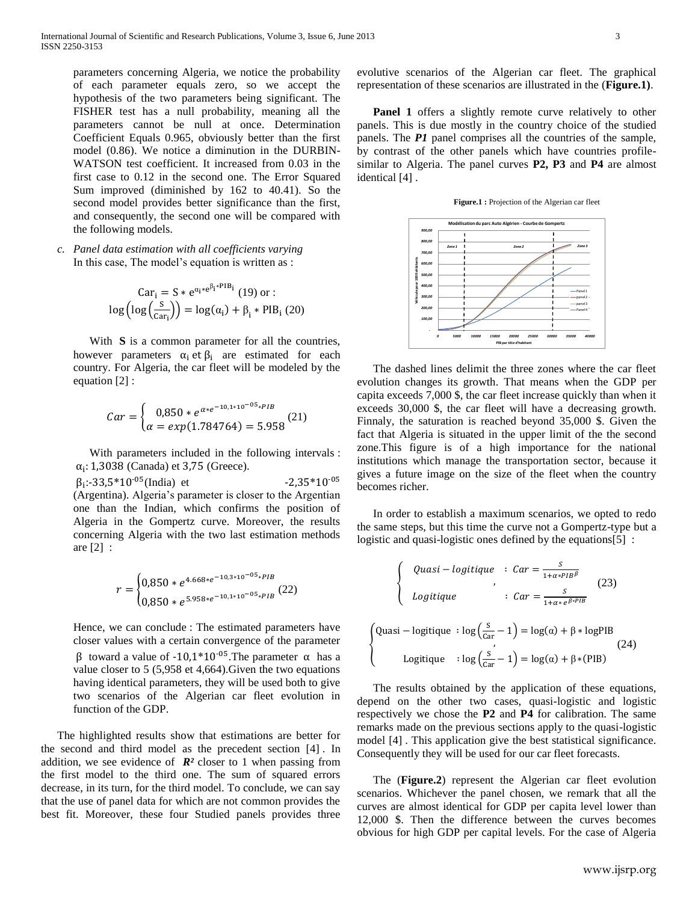parameters concerning Algeria, we notice the probability of each parameter equals zero, so we accept the hypothesis of the two parameters being significant. The FISHER test has a null probability, meaning all the parameters cannot be null at once. Determination Coefficient Equals 0.965, obviously better than the first model (0.86). We notice a diminution in the DURBIN-WATSON test coefficient. It increased from 0.03 in the first case to 0.12 in the second one. The Error Squared Sum improved (diminished by 162 to 40.41). So the second model provides better significance than the first, and consequently, the second one will be compared with the following models.

c. *Panel data estimation with all coefficients varying*

In this case, The model's equation is written as :

$$\text{Car}_i = S * e^{\alpha_i * e^{\beta_i * \text{PIB}_i}} \ (19) \text{ or :}$$

$$\log\left(\log\left(\frac{S}{\text{Car}_i}\right)\right) = \log(\alpha_i) + \beta_i * \text{PIB}_i \ (20)$$

With **S** is a common parameter for all the countries, however parameters $\alpha_i$ et $\beta_i$ are estimated for each country. For Algeria, the car fleet will be modeled by the equation [2] :

$$Car = \begin{cases} 0{,}850 * e^{\alpha * e^{-10{,}1*10^{-05}*PIB}} \\ \alpha = exp(1.784764) = 5.958 \end{cases} (21)$$

With parameters included in the following intervals : $\alpha_i$: 1,3038 (Canada) et 3,75 (Greece).

$\beta_i$:-33,5*$10^{-05}$(India) et -2,35*$10^{-05}$ (Argentina). Algeria's parameter is closer to the Argentian one than the Indian, which confirms the position of Algeria in the Gompertz curve. Moreover, the results concerning Algeria with the two last estimation methods are [2] :

$$r = \begin{cases} 0{,}850 * e^{4.668 * e^{-10{,}3*10^{-05}*PIB}} \\ 0{,}850 * e^{5.958 * e^{-10{,}1*10^{-05}*PIB}} \end{cases} (22)$$

Hence, we can conclude : The estimated parameters have closer values with a certain convergence of the parameter $\beta$ toward a value of -10,1*$10^{-05}$.The parameter $\alpha$ has a value closer to 5 (5,958 et 4,664).Given the two equations having identical parameters, they will be used both to give two scenarios of the Algerian car fleet evolution in function of the GDP.

The highlighted results show that estimations are better for the second and third model as the precedent section [4] . In addition, we see evidence of ***R²*** closer to 1 when passing from the first model to the third one. The sum of squared errors decrease, in its turn, for the third model. To conclude, we can say that the use of panel data for which are not common provides the best fit. Moreover, these four Studied panels provides three evolutive scenarios of the Algerian car fleet. The graphical representation of these scenarios are illustrated in the (**Figure.1)**.

**Panel 1** offers a slightly remote curve relatively to other panels. This is due mostly in the country choice of the studied panels. The ***P1*** panel comprises all the countries of the sample, by contrast of the other panels which have countries profile-similar to Algeria. The panel curves **P2, P3** and **P4** are almost identical [4] .

**Figure.1 :** Projection of the Algerian car fleet

The dashed lines delimit the three zones where the car fleet evolution changes its growth. That means when the GDP per capita exceeds 7,000 $, the car fleet increase quickly than when it exceeds 30,000 $, the car fleet will have a decreasing growth. Finnaly, the saturation is reached beyond 35,000 $. Given the fact that Algeria is situated in the upper limit of the the second zone.This figure is of a high importance for the national institutions which manage the transportation sector, because it gives a future image on the size of the fleet when the country becomes richer.

In order to establish a maximum scenarios, we opted to redo the same steps, but this time the curve not a Gompertz-type but a logistic and quasi-logistic ones defined by the equations[5] :

$$\begin{cases} Quasi - logitique \quad : Car = \frac{S}{1+\alpha * PIB^{\beta}} \\ \quad , \\ Logitique \quad : Car = \frac{S}{1+\alpha * e^{\beta * PIB}} \end{cases} (23)$$

$$\begin{cases} \text{Quasi} - \text{logitique} \ : \log\left(\frac{S}{\text{Car}} - 1\right) = \log(\alpha) + \beta * \log\text{PIB} \\ \quad , \\ \text{Logitique} \quad : \log\left(\frac{S}{\text{Car}} - 1\right) = \log(\alpha) + \beta * (\text{PIB}) \end{cases} (24)$$

The results obtained by the application of these equations, depend on the other two cases, quasi-logistic and logistic respectively we chose the **P2** and **P4** for calibration. The same remarks made on the previous sections apply to the quasi-logistic model [4] . This application give the best statistical significance. Consequently they will be used for our car fleet forecasts.

The (**Figure.2**) represent the Algerian car fleet evolution scenarios. Whichever the panel chosen, we remark that all the curves are almost identical for GDP per capita level lower than 12,000 $. Then the difference between the curves becomes obvious for high GDP per capital levels. For the case of Algeria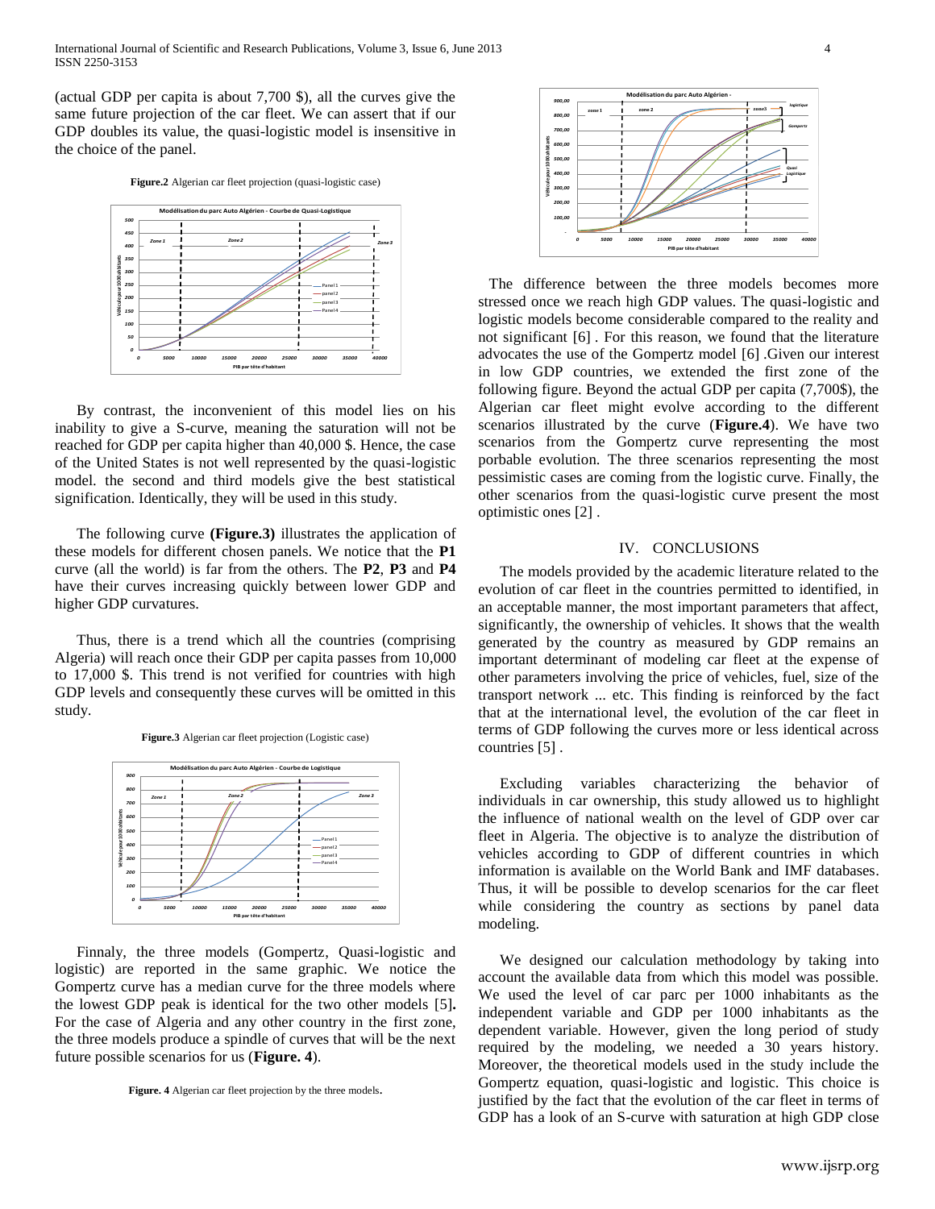(actual GDP per capita is about 7,700 $), all the curves give the same future projection of the car fleet. We can assert that if our GDP doubles its value, the quasi-logistic model is insensitive in the choice of the panel.

**Figure.2** Algerian car fleet projection (quasi-logistic case)

By contrast, the inconvenient of this model lies on his inability to give a S-curve, meaning the saturation will not be reached for GDP per capita higher than 40,000 $. Hence, the case of the United States is not well represented by the quasi-logistic model. the second and third models give the best statistical signification. Identically, they will be used in this study.

The following curve **(Figure.3)** illustrates the application of these models for different chosen panels. We notice that the **P1** curve (all the world) is far from the others. The **P2**, **P3** and **P4** have their curves increasing quickly between lower GDP and higher GDP curvatures.

Thus, there is a trend which all the countries (comprising Algeria) will reach once their GDP per capita passes from 10,000 to 17,000 $. This trend is not verified for countries with high GDP levels and consequently these curves will be omitted in this study.

**Figure.3** Algerian car fleet projection (Logistic case)

Finnaly, the three models (Gompertz, Quasi-logistic and logistic) are reported in the same graphic. We notice the Gompertz curve has a median curve for the three models where the lowest GDP peak is identical for the two other models [5]**.** For the case of Algeria and any other country in the first zone, the three models produce a spindle of curves that will be the next future possible scenarios for us (**Figure. 4**).

**Figure. 4** Algerian car fleet projection by the three models**.**

The difference between the three models becomes more stressed once we reach high GDP values. The quasi-logistic and logistic models become considerable compared to the reality and not significant [6] . For this reason, we found that the literature advocates the use of the Gompertz model [6] .Given our interest in low GDP countries, we extended the first zone of the following figure. Beyond the actual GDP per capita (7,700$), the Algerian car fleet might evolve according to the different scenarios illustrated by the curve (**Figure.4**). We have two scenarios from the Gompertz curve representing the most porbable evolution. The three scenarios representing the most pessimistic cases are coming from the logistic curve. Finally, the other scenarios from the quasi-logistic curve present the most optimistic ones [2] .

## IV. CONCLUSIONS

The models provided by the academic literature related to the evolution of car fleet in the countries permitted to identified, in an acceptable manner, the most important parameters that affect, significantly, the ownership of vehicles. It shows that the wealth generated by the country as measured by GDP remains an important determinant of modeling car fleet at the expense of other parameters involving the price of vehicles, fuel, size of the transport network ... etc. This finding is reinforced by the fact that at the international level, the evolution of the car fleet in terms of GDP following the curves more or less identical across countries [5] .

Excluding variables characterizing the behavior of individuals in car ownership, this study allowed us to highlight the influence of national wealth on the level of GDP over car fleet in Algeria. The objective is to analyze the distribution of vehicles according to GDP of different countries in which information is available on the World Bank and IMF databases. Thus, it will be possible to develop scenarios for the car fleet while considering the country as sections by panel data modeling.

We designed our calculation methodology by taking into account the available data from which this model was possible. We used the level of car parc per 1000 inhabitants as the independent variable and GDP per 1000 inhabitants as the dependent variable. However, given the long period of study required by the modeling, we needed a 30 years history. Moreover, the theoretical models used in the study include the Gompertz equation, quasi-logistic and logistic. This choice is justified by the fact that the evolution of the car fleet in terms of GDP has a look of an S-curve with saturation at high GDP close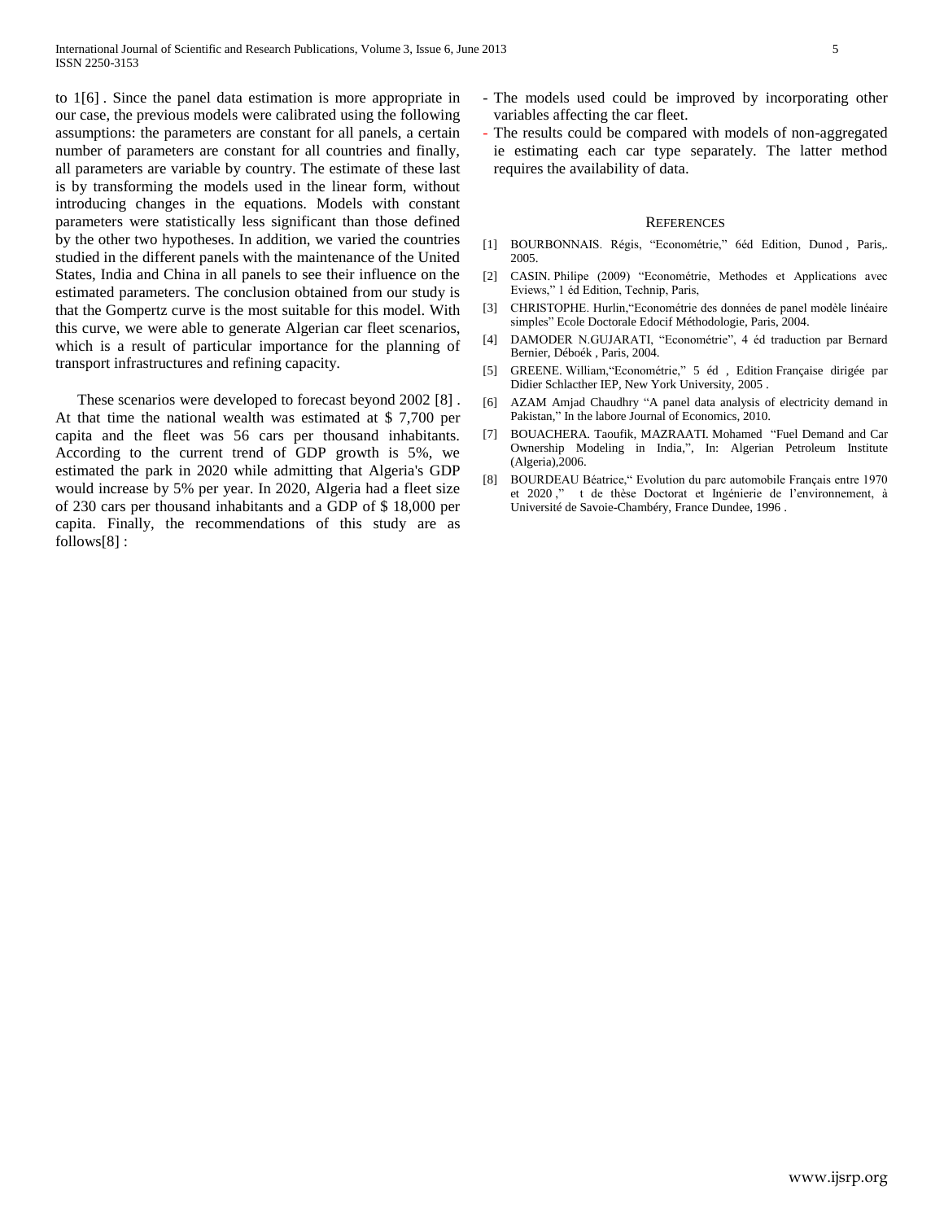to 1[6] . Since the panel data estimation is more appropriate in our case, the previous models were calibrated using the following assumptions: the parameters are constant for all panels, a certain number of parameters are constant for all countries and finally, all parameters are variable by country. The estimate of these last is by transforming the models used in the linear form, without introducing changes in the equations. Models with constant parameters were statistically less significant than those defined by the other two hypotheses. In addition, we varied the countries studied in the different panels with the maintenance of the United States, India and China in all panels to see their influence on the estimated parameters. The conclusion obtained from our study is that the Gompertz curve is the most suitable for this model. With this curve, we were able to generate Algerian car fleet scenarios, which is a result of particular importance for the planning of transport infrastructures and refining capacity.

These scenarios were developed to forecast beyond 2002 [8] . At that time the national wealth was estimated at $ 7,700 per capita and the fleet was 56 cars per thousand inhabitants. According to the current trend of GDP growth is 5%, we estimated the park in 2020 while admitting that Algeria's GDP would increase by 5% per year. In 2020, Algeria had a fleet size of 230 cars per thousand inhabitants and a GDP of $ 18,000 per capita. Finally, the recommendations of this study are as follows[8] :

- The models used could be improved by incorporating other variables affecting the car fleet.
- The results could be compared with models of non-aggregated ie estimating each car type separately. The latter method requires the availability of data.

## References

[1] BOURBONNAIS. Régis, "Econométrie," 6éd Edition, Dunod , Paris,. 2005.

[2] CASIN. Philipe (2009) "Econométrie, Methodes et Applications avec Eviews," 1 éd Edition, Technip, Paris,

[3] CHRISTOPHE. Hurlin,"Econométrie des données de panel modèle linéaire simples" Ecole Doctorale Edocif Méthodologie, Paris, 2004.

[4] DAMODER N.GUJARATI, "Econométrie", 4 éd traduction par Bernard Bernier, Déboék , Paris, 2004.

[5] GREENE. William,"Econométrie," 5 éd , Edition Française dirigée par Didier Schlacther IEP, New York University, 2005 .

[6] AZAM Amjad Chaudhry "A panel data analysis of electricity demand in Pakistan," In the labore Journal of Economics, 2010.

[7] BOUACHERA. Taoufik, MAZRAATI. Mohamed "Fuel Demand and Car Ownership Modeling in India,", In: Algerian Petroleum Institute (Algeria),2006.

[8] BOURDEAU Béatrice," Evolution du parc automobile Français entre 1970 et 2020 ," t de thèse Doctorat et Ingénierie de l'environnement, à Université de Savoie-Chambéry, France Dundee, 1996 .